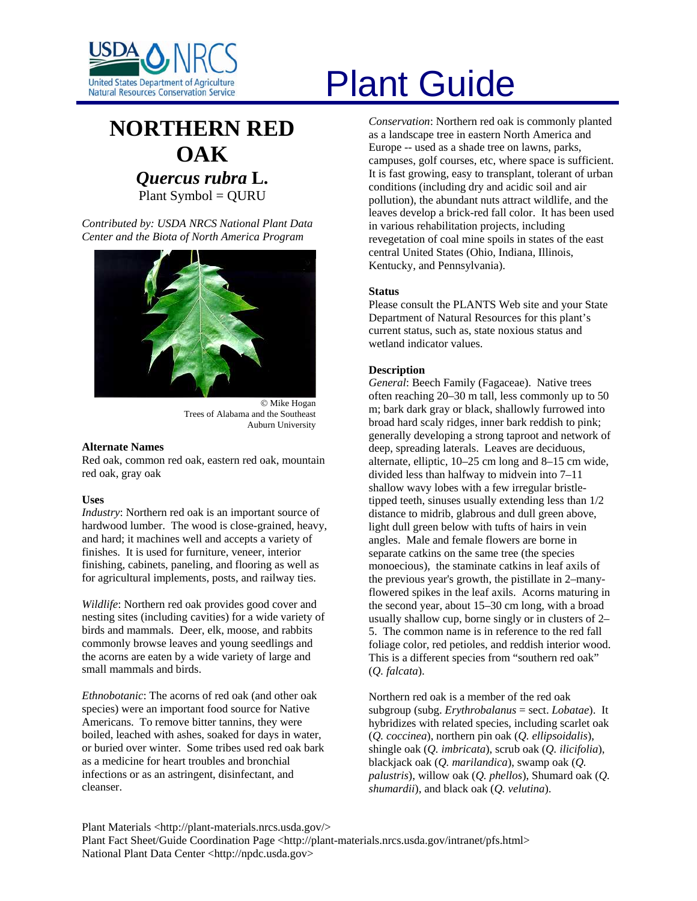# Plant Guide

## NORTHERN RED OAK

### *Quercus rubra* L.

Plant Symbol = QURU

*Contributed by: USDA NRCS National Plant Data Center and the Biota of North America Program*

© Mike Hogan
Trees of Alabama and the Southeast
Auburn University

### Alternate Names

Red oak, common red oak, eastern red oak, mountain red oak, gray oak

### Uses

*Industry*: Northern red oak is an important source of hardwood lumber. The wood is close-grained, heavy, and hard; it machines well and accepts a variety of finishes. It is used for furniture, veneer, interior finishing, cabinets, paneling, and flooring as well as for agricultural implements, posts, and railway ties.

*Wildlife*: Northern red oak provides good cover and nesting sites (including cavities) for a wide variety of birds and mammals. Deer, elk, moose, and rabbits commonly browse leaves and young seedlings and the acorns are eaten by a wide variety of large and small mammals and birds.

*Ethnobotanic*: The acorns of red oak (and other oak species) were an important food source for Native Americans. To remove bitter tannins, they were boiled, leached with ashes, soaked for days in water, or buried over winter. Some tribes used red oak bark as a medicine for heart troubles and bronchial infections or as an astringent, disinfectant, and cleanser.

*Conservation*: Northern red oak is commonly planted as a landscape tree in eastern North America and Europe -- used as a shade tree on lawns, parks, campuses, golf courses, etc, where space is sufficient. It is fast growing, easy to transplant, tolerant of urban conditions (including dry and acidic soil and air pollution), the abundant nuts attract wildlife, and the leaves develop a brick-red fall color. It has been used in various rehabilitation projects, including revegetation of coal mine spoils in states of the east central United States (Ohio, Indiana, Illinois, Kentucky, and Pennsylvania).

### Status

Please consult the PLANTS Web site and your State Department of Natural Resources for this plant's current status, such as, state noxious status and wetland indicator values.

### Description

*General*: Beech Family (Fagaceae). Native trees often reaching 20–30 m tall, less commonly up to 50 m; bark dark gray or black, shallowly furrowed into broad hard scaly ridges, inner bark reddish to pink; generally developing a strong taproot and network of deep, spreading laterals. Leaves are deciduous, alternate, elliptic, 10–25 cm long and 8–15 cm wide, divided less than halfway to midvein into 7–11 shallow wavy lobes with a few irregular bristle-tipped teeth, sinuses usually extending less than 1/2 distance to midrib, glabrous and dull green above, light dull green below with tufts of hairs in vein angles. Male and female flowers are borne in separate catkins on the same tree (the species monoecious), the staminate catkins in leaf axils of the previous year's growth, the pistillate in 2–many-flowered spikes in the leaf axils. Acorns maturing in the second year, about 15–30 cm long, with a broad usually shallow cup, borne singly or in clusters of 2–5. The common name is in reference to the red fall foliage color, red petioles, and reddish interior wood. This is a different species from "southern red oak" (*Q. falcata*).

Northern red oak is a member of the red oak subgroup (subg. *Erythrobalanus* = sect. *Lobatae*). It hybridizes with related species, including scarlet oak (*Q. coccinea*), northern pin oak (*Q. ellipsoidalis*), shingle oak (*Q. imbricata*), scrub oak (*Q. ilicifolia*), blackjack oak (*Q. marilandica*), swamp oak (*Q. palustris*), willow oak (*Q. phellos*), Shumard oak (*Q. shumardii*), and black oak (*Q. velutina*).

Plant Materials <http://plant-materials.nrcs.usda.gov/>
Plant Fact Sheet/Guide Coordination Page <http://plant-materials.nrcs.usda.gov/intranet/pfs.html>
National Plant Data Center <http://npdc.usda.gov>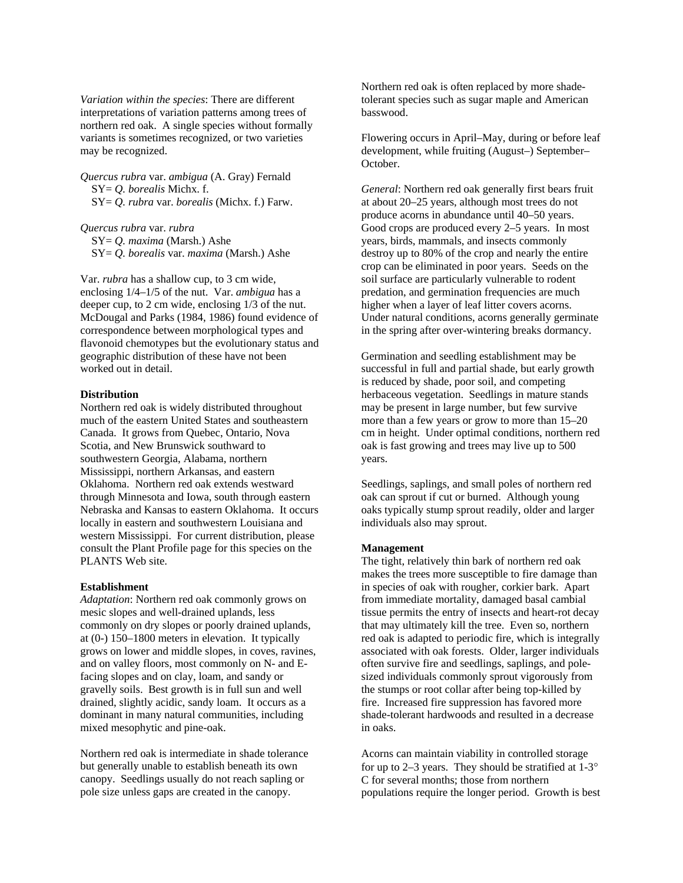*Variation within the species*: There are different interpretations of variation patterns among trees of northern red oak. A single species without formally variants is sometimes recognized, or two varieties may be recognized.

*Quercus rubra* var. *ambigua* (A. Gray) Fernald
SY= *Q. borealis* Michx. f.
SY= *Q. rubra* var. *borealis* (Michx. f.) Farw.

*Quercus rubra* var. *rubra*
SY= *Q. maxima* (Marsh.) Ashe
SY= *Q. borealis* var. *maxima* (Marsh.) Ashe

Var. *rubra* has a shallow cup, to 3 cm wide, enclosing 1/4–1/5 of the nut. Var. *ambigua* has a deeper cup, to 2 cm wide, enclosing 1/3 of the nut. McDougal and Parks (1984, 1986) found evidence of correspondence between morphological types and flavonoid chemotypes but the evolutionary status and geographic distribution of these have not been worked out in detail.

**Distribution**

Northern red oak is widely distributed throughout much of the eastern United States and southeastern Canada. It grows from Quebec, Ontario, Nova Scotia, and New Brunswick southward to southwestern Georgia, Alabama, northern Mississippi, northern Arkansas, and eastern Oklahoma. Northern red oak extends westward through Minnesota and Iowa, south through eastern Nebraska and Kansas to eastern Oklahoma. It occurs locally in eastern and southwestern Louisiana and western Mississippi. For current distribution, please consult the Plant Profile page for this species on the PLANTS Web site.

**Establishment**

*Adaptation*: Northern red oak commonly grows on mesic slopes and well-drained uplands, less commonly on dry slopes or poorly drained uplands, at (0-) 150–1800 meters in elevation. It typically grows on lower and middle slopes, in coves, ravines, and on valley floors, most commonly on N- and E-facing slopes and on clay, loam, and sandy or gravelly soils. Best growth is in full sun and well drained, slightly acidic, sandy loam. It occurs as a dominant in many natural communities, including mixed mesophytic and pine-oak.

Northern red oak is intermediate in shade tolerance but generally unable to establish beneath its own canopy. Seedlings usually do not reach sapling or pole size unless gaps are created in the canopy. Northern red oak is often replaced by more shade-tolerant species such as sugar maple and American basswood.

Flowering occurs in April–May, during or before leaf development, while fruiting (August–) September–October.

*General*: Northern red oak generally first bears fruit at about 20–25 years, although most trees do not produce acorns in abundance until 40–50 years. Good crops are produced every 2–5 years. In most years, birds, mammals, and insects commonly destroy up to 80% of the crop and nearly the entire crop can be eliminated in poor years. Seeds on the soil surface are particularly vulnerable to rodent predation, and germination frequencies are much higher when a layer of leaf litter covers acorns. Under natural conditions, acorns generally germinate in the spring after over-wintering breaks dormancy.

Germination and seedling establishment may be successful in full and partial shade, but early growth is reduced by shade, poor soil, and competing herbaceous vegetation. Seedlings in mature stands may be present in large number, but few survive more than a few years or grow to more than 15–20 cm in height. Under optimal conditions, northern red oak is fast growing and trees may live up to 500 years.

Seedlings, saplings, and small poles of northern red oak can sprout if cut or burned. Although young oaks typically stump sprout readily, older and larger individuals also may sprout.

**Management**

The tight, relatively thin bark of northern red oak makes the trees more susceptible to fire damage than in species of oak with rougher, corkier bark. Apart from immediate mortality, damaged basal cambial tissue permits the entry of insects and heart-rot decay that may ultimately kill the tree. Even so, northern red oak is adapted to periodic fire, which is integrally associated with oak forests. Older, larger individuals often survive fire and seedlings, saplings, and pole-sized individuals commonly sprout vigorously from the stumps or root collar after being top-killed by fire. Increased fire suppression has favored more shade-tolerant hardwoods and resulted in a decrease in oaks.

Acorns can maintain viability in controlled storage for up to 2–3 years. They should be stratified at 1-3° C for several months; those from northern populations require the longer period. Growth is best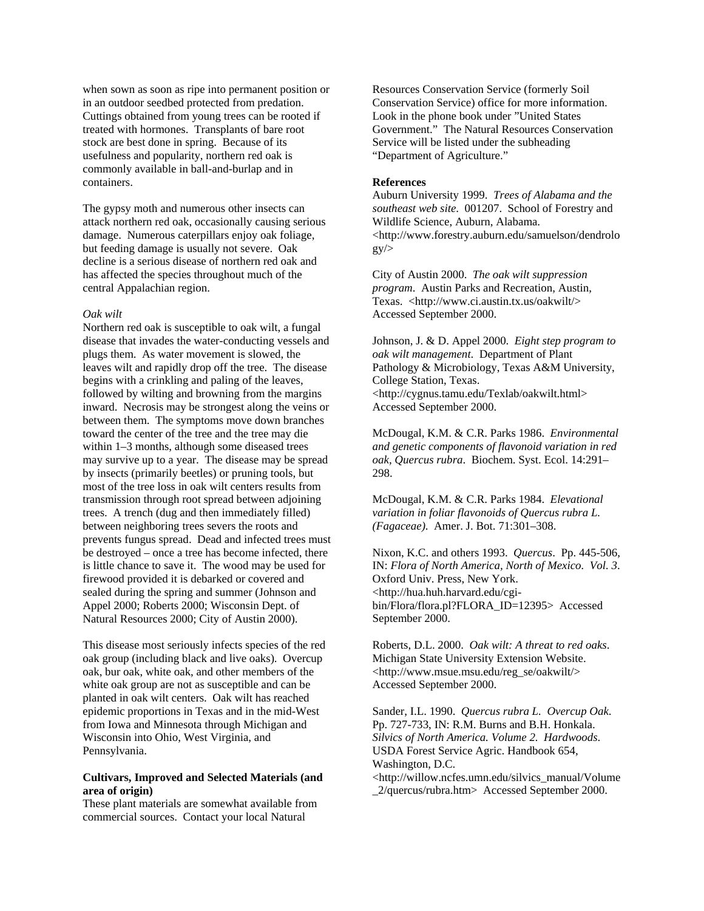when sown as soon as ripe into permanent position or in an outdoor seedbed protected from predation. Cuttings obtained from young trees can be rooted if treated with hormones. Transplants of bare root stock are best done in spring. Because of its usefulness and popularity, northern red oak is commonly available in ball-and-burlap and in containers.

The gypsy moth and numerous other insects can attack northern red oak, occasionally causing serious damage. Numerous caterpillars enjoy oak foliage, but feeding damage is usually not severe. Oak decline is a serious disease of northern red oak and has affected the species throughout much of the central Appalachian region.

*Oak wilt*

Northern red oak is susceptible to oak wilt, a fungal disease that invades the water-conducting vessels and plugs them. As water movement is slowed, the leaves wilt and rapidly drop off the tree. The disease begins with a crinkling and paling of the leaves, followed by wilting and browning from the margins inward. Necrosis may be strongest along the veins or between them. The symptoms move down branches toward the center of the tree and the tree may die within 1–3 months, although some diseased trees may survive up to a year. The disease may be spread by insects (primarily beetles) or pruning tools, but most of the tree loss in oak wilt centers results from transmission through root spread between adjoining trees. A trench (dug and then immediately filled) between neighboring trees severs the roots and prevents fungus spread. Dead and infected trees must be destroyed – once a tree has become infected, there is little chance to save it. The wood may be used for firewood provided it is debarked or covered and sealed during the spring and summer (Johnson and Appel 2000; Roberts 2000; Wisconsin Dept. of Natural Resources 2000; City of Austin 2000).

This disease most seriously infects species of the red oak group (including black and live oaks). Overcup oak, bur oak, white oak, and other members of the white oak group are not as susceptible and can be planted in oak wilt centers. Oak wilt has reached epidemic proportions in Texas and in the mid-West from Iowa and Minnesota through Michigan and Wisconsin into Ohio, West Virginia, and Pennsylvania.

**Cultivars, Improved and Selected Materials (and area of origin)**

These plant materials are somewhat available from commercial sources. Contact your local Natural Resources Conservation Service (formerly Soil Conservation Service) office for more information. Look in the phone book under "United States Government." The Natural Resources Conservation Service will be listed under the subheading "Department of Agriculture."

**References**

Auburn University 1999. *Trees of Alabama and the southeast web site*. 001207. School of Forestry and Wildlife Science, Auburn, Alabama. <http://www.forestry.auburn.edu/samuelson/dendrology/>

City of Austin 2000. *The oak wilt suppression program*. Austin Parks and Recreation, Austin, Texas. <http://www.ci.austin.tx.us/oakwilt/> Accessed September 2000.

Johnson, J. & D. Appel 2000. *Eight step program to oak wilt management*. Department of Plant Pathology & Microbiology, Texas A&M University, College Station, Texas. <http://cygnus.tamu.edu/Texlab/oakwilt.html> Accessed September 2000.

McDougal, K.M. & C.R. Parks 1986. *Environmental and genetic components of flavonoid variation in red oak, Quercus rubra*. Biochem. Syst. Ecol. 14:291–298.

McDougal, K.M. & C.R. Parks 1984. *Elevational variation in foliar flavonoids of Quercus rubra L. (Fagaceae)*. Amer. J. Bot. 71:301–308.

Nixon, K.C. and others 1993. *Quercus*. Pp. 445-506, IN: *Flora of North America, North of Mexico. Vol. 3*. Oxford Univ. Press, New York. <http://hua.huh.harvard.edu/cgi-bin/Flora/flora.pl?FLORA_ID=12395> Accessed September 2000.

Roberts, D.L. 2000. *Oak wilt: A threat to red oaks*. Michigan State University Extension Website. <http://www.msue.msu.edu/reg_se/oakwilt/> Accessed September 2000.

Sander, I.L. 1990. *Quercus rubra L. Overcup Oak*. Pp. 727-733, IN: R.M. Burns and B.H. Honkala. *Silvics of North America. Volume 2. Hardwoods*. USDA Forest Service Agric. Handbook 654, Washington, D.C. <http://willow.ncfes.umn.edu/silvics_manual/Volume_2/quercus/rubra.htm> Accessed September 2000.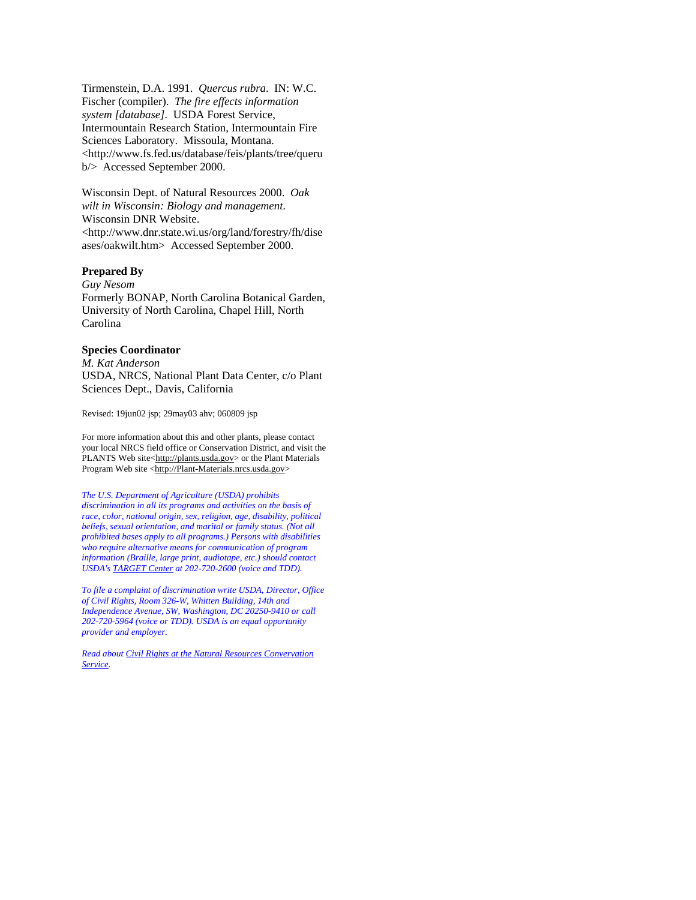Tirmenstein, D.A. 1991. *Quercus rubra*. IN: W.C. Fischer (compiler). *The fire effects information system [database]*. USDA Forest Service, Intermountain Research Station, Intermountain Fire Sciences Laboratory. Missoula, Montana. <http://www.fs.fed.us/database/feis/plants/tree/querub/> Accessed September 2000.

Wisconsin Dept. of Natural Resources 2000. *Oak wilt in Wisconsin: Biology and management.* Wisconsin DNR Website. <http://www.dnr.state.wi.us/org/land/forestry/fh/diseases/oakwilt.htm> Accessed September 2000.

**Prepared By**
*Guy Nesom*
Formerly BONAP, North Carolina Botanical Garden, University of North Carolina, Chapel Hill, North Carolina

**Species Coordinator**
*M. Kat Anderson*
USDA, NRCS, National Plant Data Center, c/o Plant Sciences Dept., Davis, California

Revised: 19jun02 jsp; 29may03 ahv; 060809 jsp

For more information about this and other plants, please contact your local NRCS field office or Conservation District, and visit the PLANTS Web site<http://plants.usda.gov> or the Plant Materials Program Web site <http://Plant-Materials.nrcs.usda.gov>

*The U.S. Department of Agriculture (USDA) prohibits discrimination in all its programs and activities on the basis of race, color, national origin, sex, religion, age, disability, political beliefs, sexual orientation, and marital or family status. (Not all prohibited bases apply to all programs.) Persons with disabilities who require alternative means for communication of program information (Braille, large print, audiotape, etc.) should contact USDA's TARGET Center at 202-720-2600 (voice and TDD).*

*To file a complaint of discrimination write USDA, Director, Office of Civil Rights, Room 326-W, Whitten Building, 14th and Independence Avenue, SW, Washington, DC 20250-9410 or call 202-720-5964 (voice or TDD). USDA is an equal opportunity provider and employer.*

*Read about Civil Rights at the Natural Resources Convervation Service.*